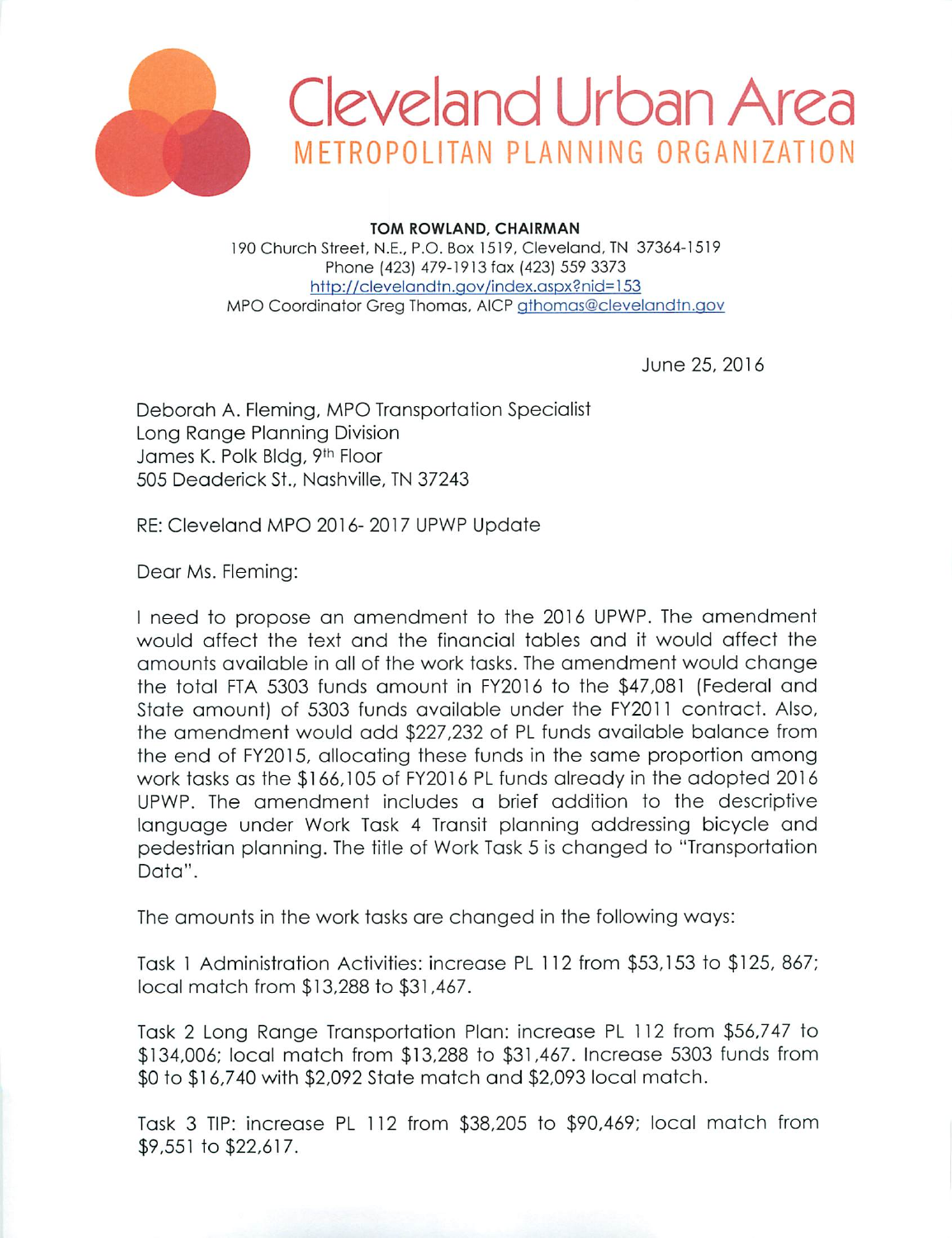# Cleveland Urban Area

## METROPOLITAN PLANNING ORGANIZATION

**TOM ROWLAND, CHAIRMAN**
190 Church Street, N.E., P.O. Box 1519, Cleveland, TN 37364-1519
Phone (423) 479-1913 fax (423) 559 3373
http://clevelandtn.gov/index.aspx?nid=153
MPO Coordinator Greg Thomas, AICP gthomas@clevelandtn.gov

June 25, 2016

Deborah A. Fleming, MPO Transportation Specialist
Long Range Planning Division
James K. Polk Bldg, 9th Floor
505 Deaderick St., Nashville, TN 37243

RE: Cleveland MPO 2016- 2017 UPWP Update

Dear Ms. Fleming:

I need to propose an amendment to the 2016 UPWP. The amendment would affect the text and the financial tables and it would affect the amounts available in all of the work tasks. The amendment would change the total FTA 5303 funds amount in FY2016 to the $47,081 (Federal and State amount) of 5303 funds available under the FY2011 contract. Also, the amendment would add $227,232 of PL funds available balance from the end of FY2015, allocating these funds in the same proportion among work tasks as the $166,105 of FY2016 PL funds already in the adopted 2016 UPWP. The amendment includes a brief addition to the descriptive language under Work Task 4 Transit planning addressing bicycle and pedestrian planning. The title of Work Task 5 is changed to "Transportation Data".

The amounts in the work tasks are changed in the following ways:

Task 1 Administration Activities: increase PL 112 from $53,153 to $125, 867; local match from $13,288 to $31,467.

Task 2 Long Range Transportation Plan: increase PL 112 from $56,747 to $134,006; local match from $13,288 to $31,467. Increase 5303 funds from $0 to $16,740 with $2,092 State match and $2,093 local match.

Task 3 TIP: increase PL 112 from $38,205 to $90,469; local match from $9,551 to $22,617.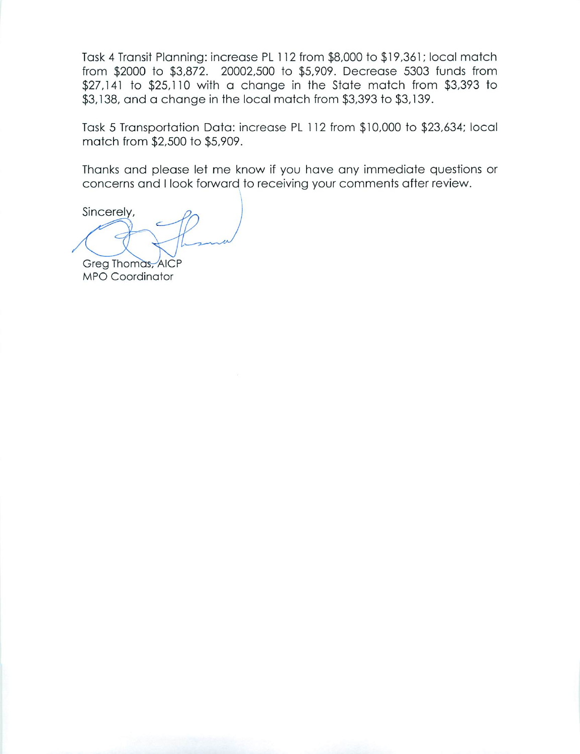Task 4 Transit Planning: increase PL 112 from $8,000 to $19,361; local match from $2000 to $3,872. 20002,500 to $5,909. Decrease 5303 funds from $27,141 to $25,110 with a change in the State match from $3,393 to $3,138, and a change in the local match from $3,393 to $3,139.

Task 5 Transportation Data: increase PL 112 from $10,000 to $23,634; local match from $2,500 to $5,909.

Thanks and please let me know if you have any immediate questions or concerns and I look forward to receiving your comments after review.

Sincerely,

Greg Thomas, AICP
MPO Coordinator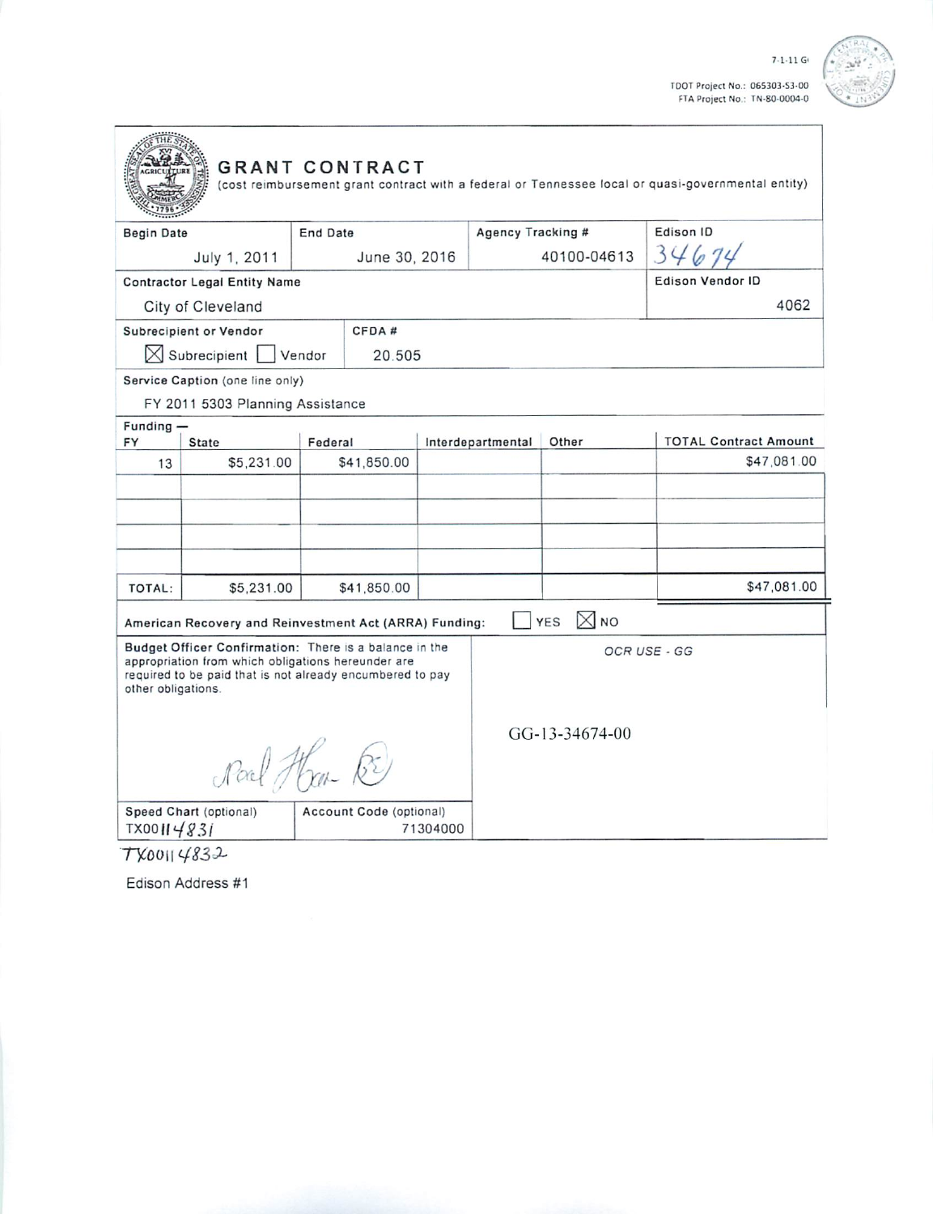7-1-11 GI

TDOT Project No.: 065303-S3-00
FTA Project No.: TN-80-0004-0

# GRANT CONTRACT

(cost reimbursement grant contract with a federal or Tennessee local or quasi-governmental entity)

| Begin Date | End Date | Agency Tracking # | Edison ID |
|---|---|---|---|
| July 1, 2011 | June 30, 2016 | 40100-04613 | 34674 |

| Contractor Legal Entity Name | Edison Vendor ID |
|---|---|
| City of Cleveland | 4062 |

| Subrecipient or Vendor | CFDA # |
|---|---|
| ☒ Subrecipient ☐ Vendor | 20.505 |

**Service Caption** (one line only)

FY 2011 5303 Planning Assistance

| Funding — FY | State | Federal | Interdepartmental | Other | TOTAL Contract Amount |
|---|---|---|---|---|---|
| 13 | $5,231.00 | $41,850.00 | | | $47,081.00 |
| | | | | | |
| | | | | | |
| | | | | | |
| | | | | | |
| TOTAL: | $5,231.00 | $41,850.00 | | | $47,081.00 |

American Recovery and Reinvestment Act (ARRA) Funding: ☐ YES ☒ NO

| Budget Officer Confirmation: There is a balance in the appropriation from which obligations hereunder are required to be paid that is not already encumbered to pay other obligations. | OCR USE - GG |
|---|---|
| [signature] | GG-13-34674-00 |

| Speed Chart (optional) | Account Code (optional) |
|---|---|
| TX00114831 | 71304000 |

TX00114832

Edison Address #1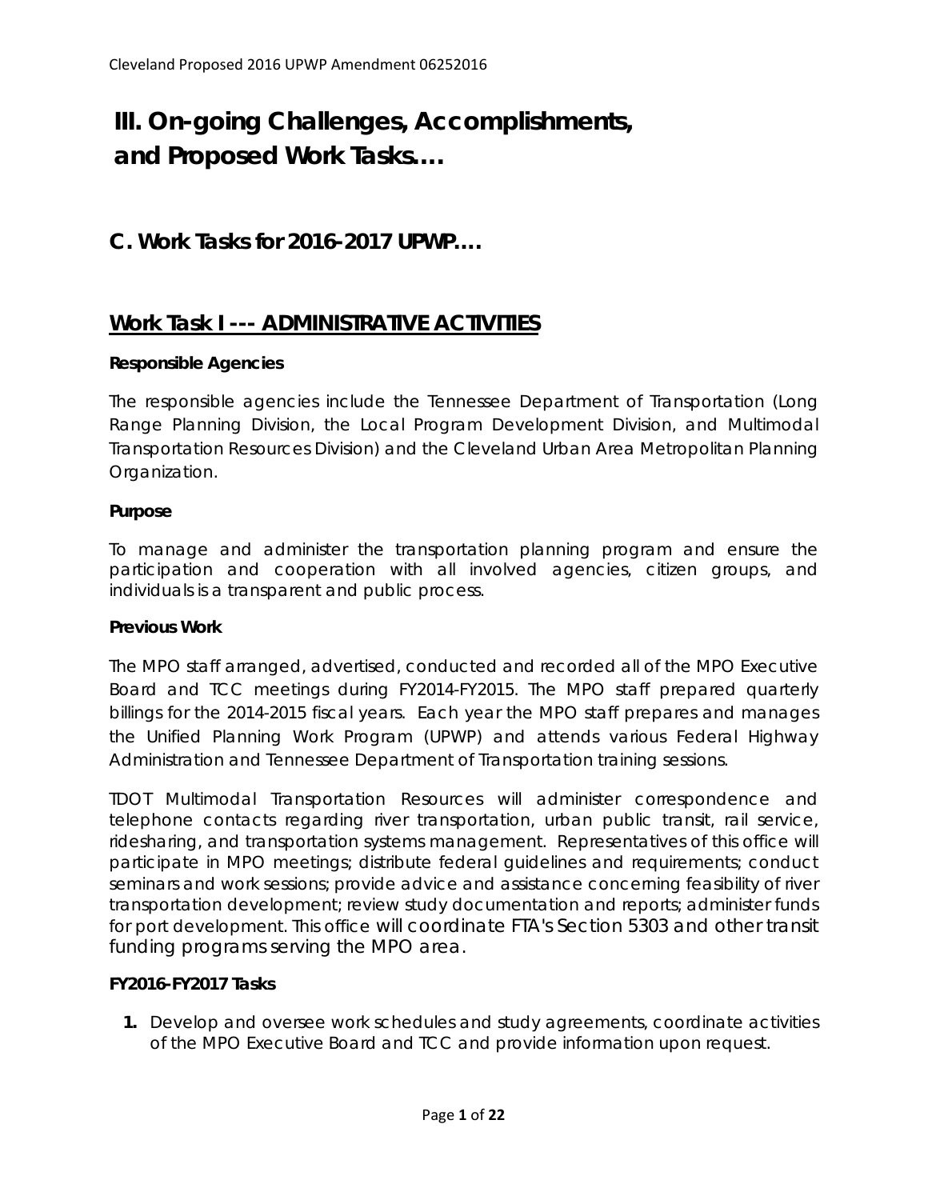# III. On-going Challenges, Accomplishments, and Proposed Work Tasks….

## C. Work Tasks for 2016-2017 UPWP….

## Work Task I --- ADMINISTRATIVE ACTIVITIES

**Responsible Agencies**

The responsible agencies include the Tennessee Department of Transportation (Long Range Planning Division, the Local Program Development Division, and Multimodal Transportation Resources Division) and the Cleveland Urban Area Metropolitan Planning Organization.

**Purpose**

To manage and administer the transportation planning program and ensure the participation and cooperation with all involved agencies, citizen groups, and individuals is a transparent and public process.

**Previous Work**

The MPO staff arranged, advertised, conducted and recorded all of the MPO Executive Board and TCC meetings during FY2014-FY2015. The MPO staff prepared quarterly billings for the 2014-2015 fiscal years. Each year the MPO staff prepares and manages the Unified Planning Work Program (UPWP) and attends various Federal Highway Administration and Tennessee Department of Transportation training sessions.

TDOT Multimodal Transportation Resources will administer correspondence and telephone contacts regarding river transportation, urban public transit, rail service, ridesharing, and transportation systems management. Representatives of this office will participate in MPO meetings; distribute federal guidelines and requirements; conduct seminars and work sessions; provide advice and assistance concerning feasibility of river transportation development; review study documentation and reports; administer funds for port development. This office will coordinate FTA's Section 5303 and other transit funding programs serving the MPO area.

**FY2016-FY2017 Tasks**

1. Develop and oversee work schedules and study agreements, coordinate activities of the MPO Executive Board and TCC and provide information upon request.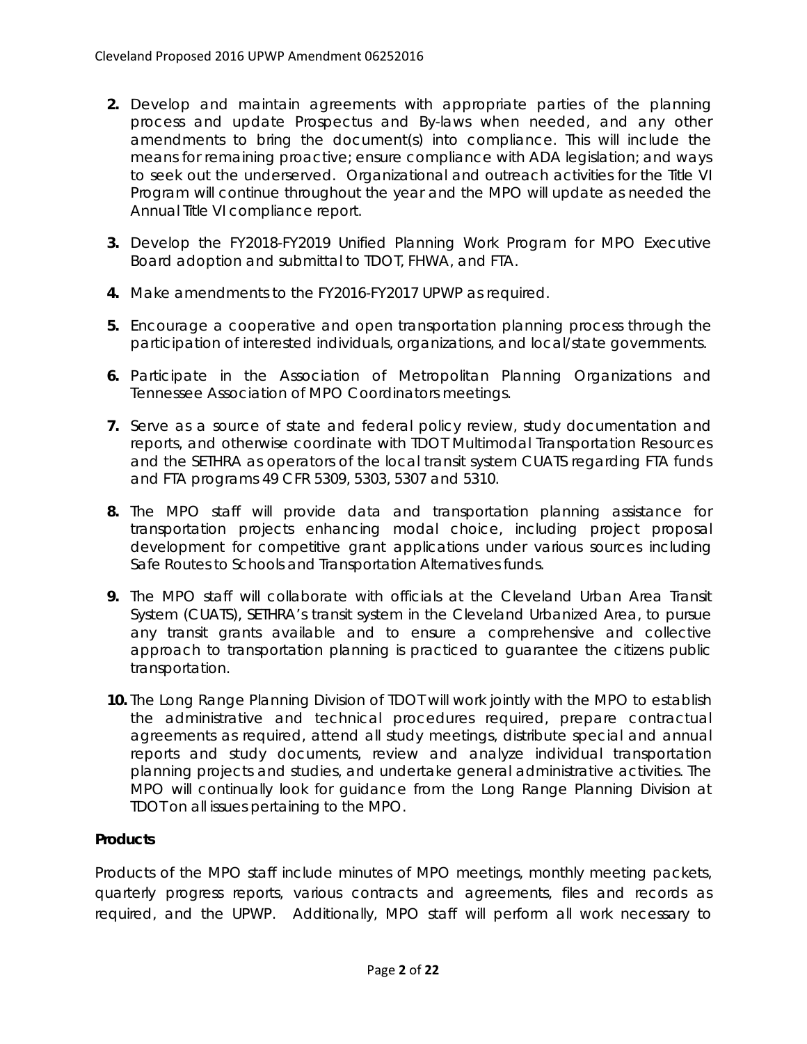2. Develop and maintain agreements with appropriate parties of the planning process and update Prospectus and By-laws when needed, and any other amendments to bring the document(s) into compliance. This will include the means for remaining proactive; ensure compliance with ADA legislation; and ways to seek out the underserved. Organizational and outreach activities for the Title VI Program will continue throughout the year and the MPO will update as needed the Annual Title VI compliance report.

3. Develop the FY2018-FY2019 Unified Planning Work Program for MPO Executive Board adoption and submittal to TDOT, FHWA, and FTA.

4. Make amendments to the FY2016-FY2017 UPWP as required.

5. Encourage a cooperative and open transportation planning process through the participation of interested individuals, organizations, and local/state governments.

6. Participate in the Association of Metropolitan Planning Organizations and Tennessee Association of MPO Coordinators meetings.

7. Serve as a source of state and federal policy review, study documentation and reports, and otherwise coordinate with TDOT Multimodal Transportation Resources and the SETHRA as operators of the local transit system CUATS regarding FTA funds and FTA programs 49 CFR 5309, 5303, 5307 and 5310.

8. The MPO staff will provide data and transportation planning assistance for transportation projects enhancing modal choice, including project proposal development for competitive grant applications under various sources including Safe Routes to Schools and Transportation Alternatives funds.

9. The MPO staff will collaborate with officials at the Cleveland Urban Area Transit System (CUATS), SETHRA's transit system in the Cleveland Urbanized Area, to pursue any transit grants available and to ensure a comprehensive and collective approach to transportation planning is practiced to guarantee the citizens public transportation.

10. The Long Range Planning Division of TDOT will work jointly with the MPO to establish the administrative and technical procedures required, prepare contractual agreements as required, attend all study meetings, distribute special and annual reports and study documents, review and analyze individual transportation planning projects and studies, and undertake general administrative activities. The MPO will continually look for guidance from the Long Range Planning Division at TDOT on all issues pertaining to the MPO.

**Products**

Products of the MPO staff include minutes of MPO meetings, monthly meeting packets, quarterly progress reports, various contracts and agreements, files and records as required, and the UPWP. Additionally, MPO staff will perform all work necessary to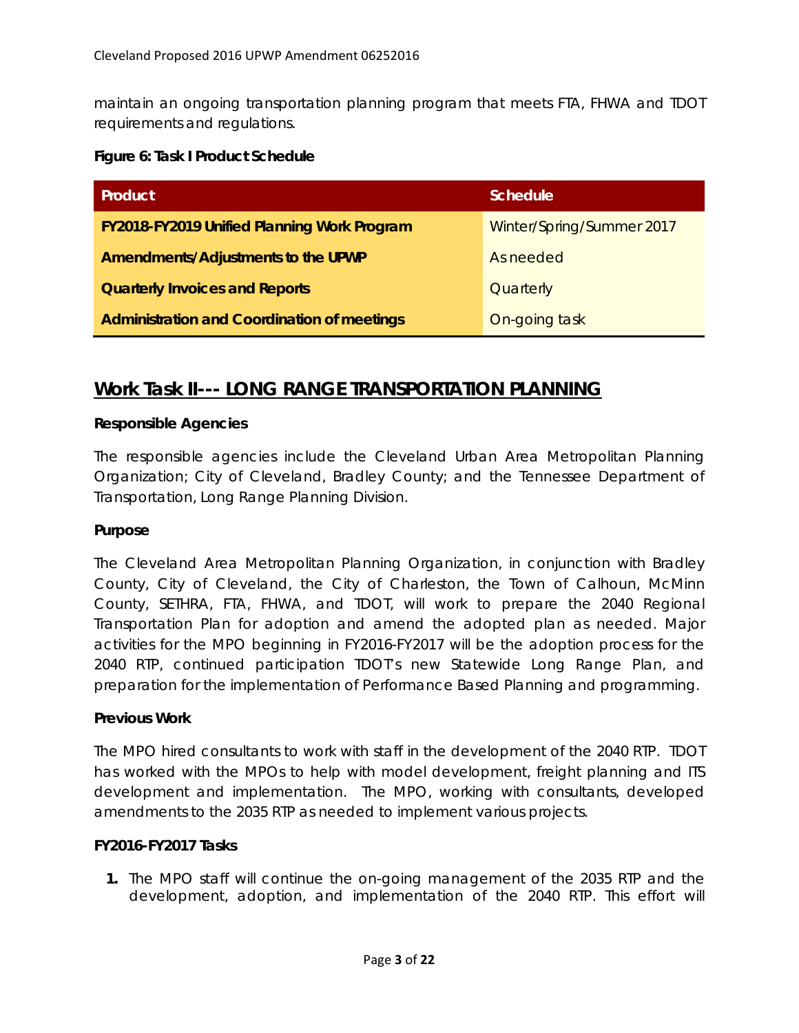maintain an ongoing transportation planning program that meets FTA, FHWA and TDOT requirements and regulations.

**Figure 6: Task I Product Schedule**

| Product | Schedule |
| --- | --- |
| **FY2018-FY2019 Unified Planning Work Program** | Winter/Spring/Summer 2017 |
| **Amendments/Adjustments to the UPWP** | As needed |
| **Quarterly Invoices and Reports** | Quarterly |
| **Administration and Coordination of meetings** | On-going task |

## Work Task II--- LONG RANGE TRANSPORTATION PLANNING

**Responsible Agencies**

The responsible agencies include the Cleveland Urban Area Metropolitan Planning Organization; City of Cleveland, Bradley County; and the Tennessee Department of Transportation, Long Range Planning Division.

**Purpose**

The Cleveland Area Metropolitan Planning Organization, in conjunction with Bradley County, City of Cleveland, the City of Charleston, the Town of Calhoun, McMinn County, SETHRA, FTA, FHWA, and TDOT, will work to prepare the 2040 Regional Transportation Plan for adoption and amend the adopted plan as needed. Major activities for the MPO beginning in FY2016-FY2017 will be the adoption process for the 2040 RTP, continued participation TDOT's new Statewide Long Range Plan, and preparation for the implementation of Performance Based Planning and programming.

**Previous Work**

The MPO hired consultants to work with staff in the development of the 2040 RTP. TDOT has worked with the MPOs to help with model development, freight planning and ITS development and implementation. The MPO, working with consultants, developed amendments to the 2035 RTP as needed to implement various projects.

**FY2016-FY2017 Tasks**

1. The MPO staff will continue the on-going management of the 2035 RTP and the development, adoption, and implementation of the 2040 RTP. This effort will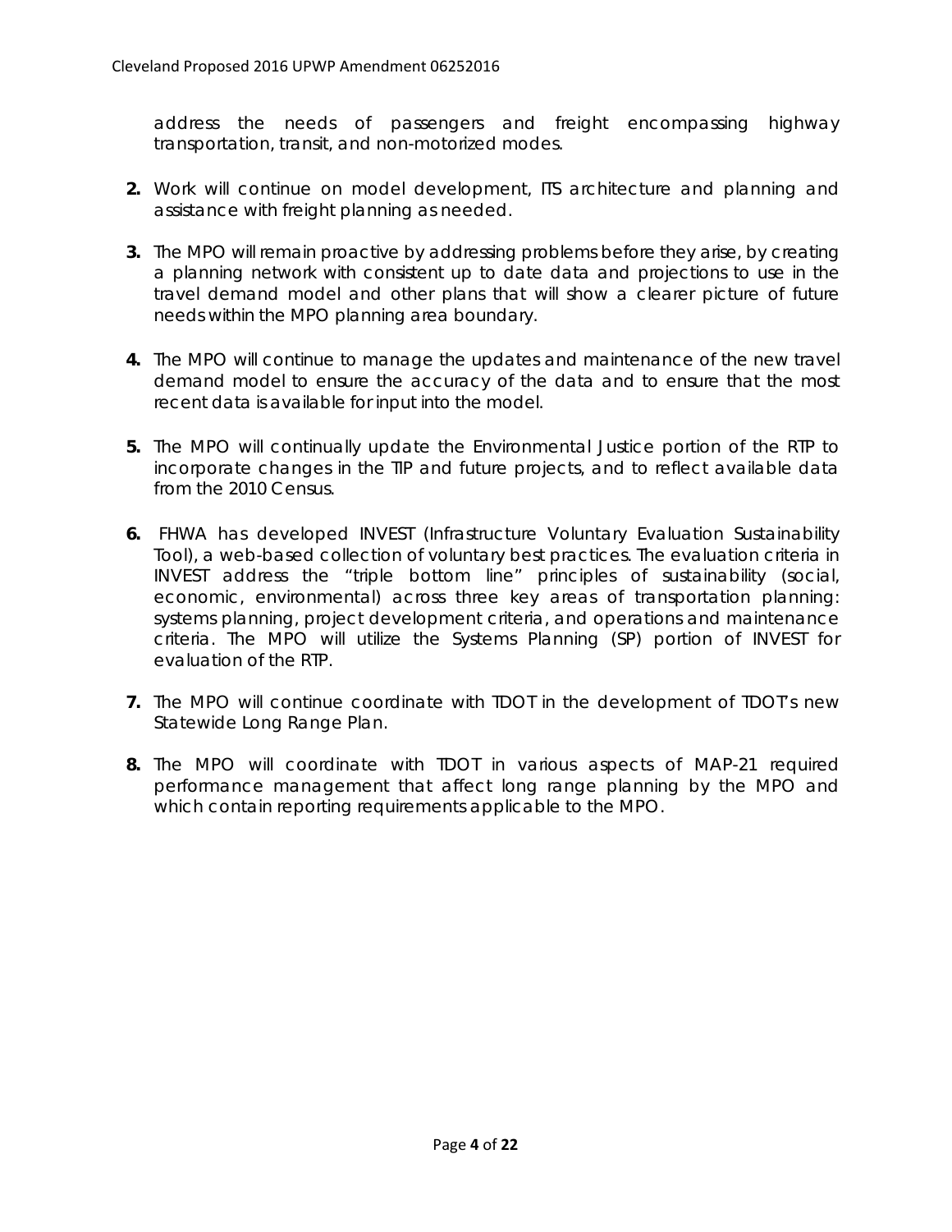address the needs of passengers and freight encompassing highway transportation, transit, and non-motorized modes.

2. Work will continue on model development, ITS architecture and planning and assistance with freight planning as needed.

3. The MPO will remain proactive by addressing problems before they arise, by creating a planning network with consistent up to date data and projections to use in the travel demand model and other plans that will show a clearer picture of future needs within the MPO planning area boundary.

4. The MPO will continue to manage the updates and maintenance of the new travel demand model to ensure the accuracy of the data and to ensure that the most recent data is available for input into the model.

5. The MPO will continually update the Environmental Justice portion of the RTP to incorporate changes in the TIP and future projects, and to reflect available data from the 2010 Census.

6. FHWA has developed INVEST (Infrastructure Voluntary Evaluation Sustainability Tool), a web-based collection of voluntary best practices. The evaluation criteria in INVEST address the "triple bottom line" principles of sustainability (social, economic, environmental) across three key areas of transportation planning: systems planning, project development criteria, and operations and maintenance criteria. The MPO will utilize the Systems Planning (SP) portion of INVEST for evaluation of the RTP.

7. The MPO will continue coordinate with TDOT in the development of TDOT's new Statewide Long Range Plan.

8. The MPO will coordinate with TDOT in various aspects of MAP-21 required performance management that affect long range planning by the MPO and which contain reporting requirements applicable to the MPO.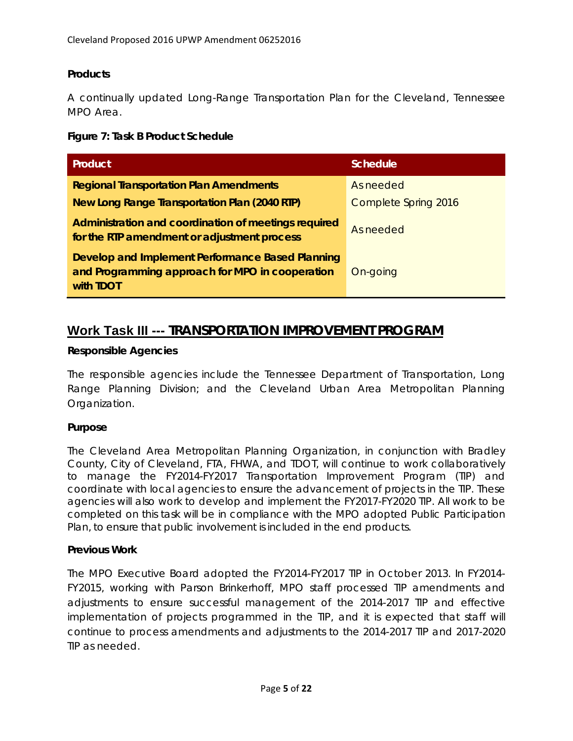**Products**

A continually updated Long-Range Transportation Plan for the Cleveland, Tennessee MPO Area.

**Figure 7: Task B Product Schedule**

| Product | Schedule |
|---|---|
| **Regional Transportation Plan Amendments** | As needed |
| **New Long Range Transportation Plan (2040 RTP)** | Complete Spring 2016 |
| **Administration and coordination of meetings required for the RTP amendment or adjustment process** | As needed |
| **Develop and Implement Performance Based Planning and Programming approach for MPO in cooperation with TDOT** | On-going |

## Work Task III --- TRANSPORTATION IMPROVEMENT PROGRAM

**Responsible Agencies**

The responsible agencies include the Tennessee Department of Transportation, Long Range Planning Division; and the Cleveland Urban Area Metropolitan Planning Organization.

**Purpose**

The Cleveland Area Metropolitan Planning Organization, in conjunction with Bradley County, City of Cleveland, FTA, FHWA, and TDOT, will continue to work collaboratively to manage the FY2014-FY2017 Transportation Improvement Program (TIP) and coordinate with local agencies to ensure the advancement of projects in the TIP. These agencies will also work to develop and implement the FY2017-FY2020 TIP. All work to be completed on this task will be in compliance with the MPO adopted Public Participation Plan, to ensure that public involvement is included in the end products.

**Previous Work**

The MPO Executive Board adopted the FY2014-FY2017 TIP in October 2013. In FY2014-FY2015, working with Parson Brinkerhoff, MPO staff processed TIP amendments and adjustments to ensure successful management of the 2014-2017 TIP and effective implementation of projects programmed in the TIP, and it is expected that staff will continue to process amendments and adjustments to the 2014-2017 TIP and 2017-2020 TIP as needed.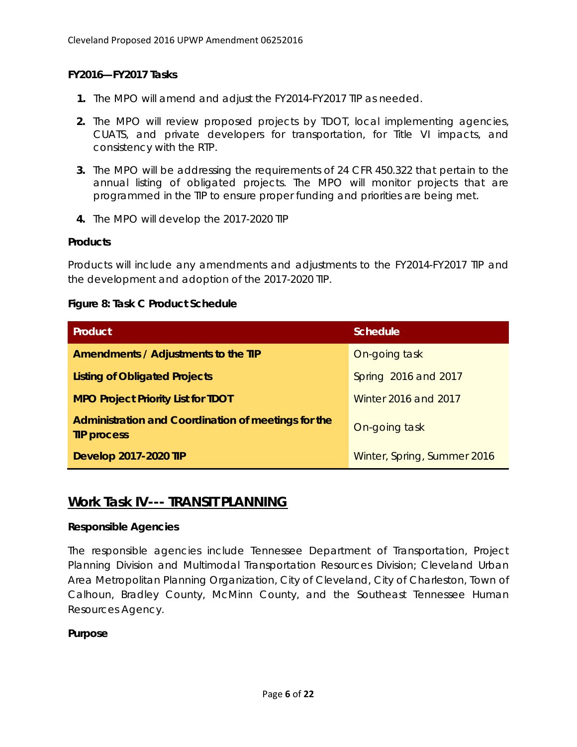**FY2016—FY2017 Tasks**

1. The MPO will amend and adjust the FY2014-FY2017 TIP as needed.
2. The MPO will review proposed projects by TDOT, local implementing agencies, CUATS, and private developers for transportation, for Title VI impacts, and consistency with the RTP.
3. The MPO will be addressing the requirements of 24 CFR 450.322 that pertain to the annual listing of obligated projects. The MPO will monitor projects that are programmed in the TIP to ensure proper funding and priorities are being met.
4. The MPO will develop the 2017-2020 TIP

**Products**

Products will include any amendments and adjustments to the FY2014-FY2017 TIP and the development and adoption of the 2017-2020 TIP.

**Figure 8: Task C Product Schedule**

| Product | Schedule |
| --- | --- |
| **Amendments / Adjustments to the TIP** | On-going task |
| **Listing of Obligated Projects** | Spring 2016 and 2017 |
| **MPO Project Priority List for TDOT** | Winter 2016 and 2017 |
| **Administration and Coordination of meetings for the TIP process** | On-going task |
| **Develop 2017-2020 TIP** | Winter, Spring, Summer 2016 |

## Work Task IV--- TRANSIT PLANNING

**Responsible Agencies**

The responsible agencies include Tennessee Department of Transportation, Project Planning Division and Multimodal Transportation Resources Division; Cleveland Urban Area Metropolitan Planning Organization, City of Cleveland, City of Charleston, Town of Calhoun, Bradley County, McMinn County, and the Southeast Tennessee Human Resources Agency.

**Purpose**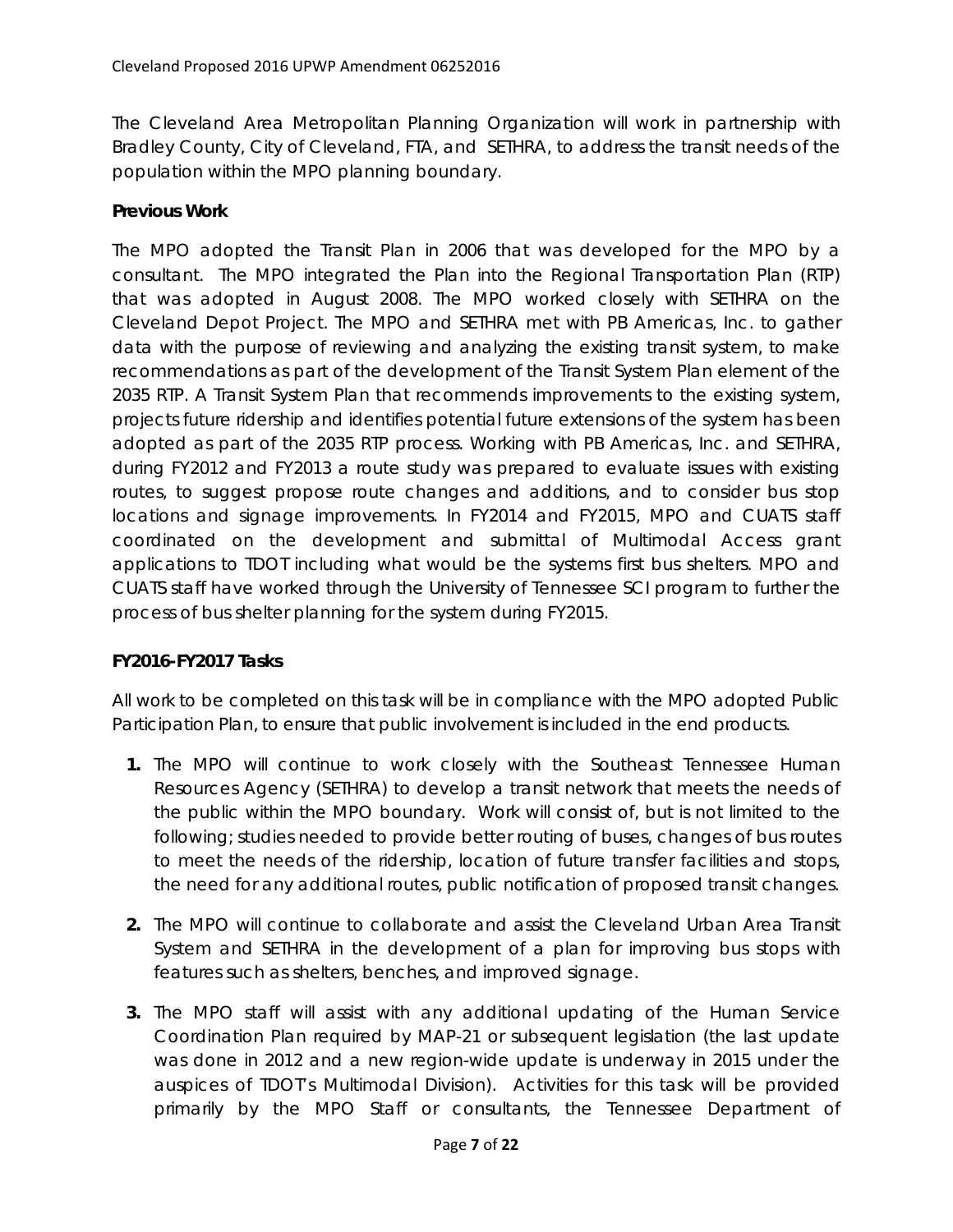The Cleveland Area Metropolitan Planning Organization will work in partnership with Bradley County, City of Cleveland, FTA, and SETHRA, to address the transit needs of the population within the MPO planning boundary.

**Previous Work**

The MPO adopted the Transit Plan in 2006 that was developed for the MPO by a consultant. The MPO integrated the Plan into the Regional Transportation Plan (RTP) that was adopted in August 2008. The MPO worked closely with SETHRA on the Cleveland Depot Project. The MPO and SETHRA met with PB Americas, Inc. to gather data with the purpose of reviewing and analyzing the existing transit system, to make recommendations as part of the development of the Transit System Plan element of the 2035 RTP. A Transit System Plan that recommends improvements to the existing system, projects future ridership and identifies potential future extensions of the system has been adopted as part of the 2035 RTP process. Working with PB Americas, Inc. and SETHRA, during FY2012 and FY2013 a route study was prepared to evaluate issues with existing routes, to suggest propose route changes and additions, and to consider bus stop locations and signage improvements. In FY2014 and FY2015, MPO and CUATS staff coordinated on the development and submittal of Multimodal Access grant applications to TDOT including what would be the systems first bus shelters. MPO and CUATS staff have worked through the University of Tennessee SCI program to further the process of bus shelter planning for the system during FY2015.

**FY2016-FY2017 Tasks**

All work to be completed on this task will be in compliance with the MPO adopted Public Participation Plan, to ensure that public involvement is included in the end products.

1. The MPO will continue to work closely with the Southeast Tennessee Human Resources Agency (SETHRA) to develop a transit network that meets the needs of the public within the MPO boundary. Work will consist of, but is not limited to the following; studies needed to provide better routing of buses, changes of bus routes to meet the needs of the ridership, location of future transfer facilities and stops, the need for any additional routes, public notification of proposed transit changes.

2. The MPO will continue to collaborate and assist the Cleveland Urban Area Transit System and SETHRA in the development of a plan for improving bus stops with features such as shelters, benches, and improved signage.

3. The MPO staff will assist with any additional updating of the Human Service Coordination Plan required by MAP-21 or subsequent legislation (the last update was done in 2012 and a new region-wide update is underway in 2015 under the auspices of TDOT's Multimodal Division). Activities for this task will be provided primarily by the MPO Staff or consultants, the Tennessee Department of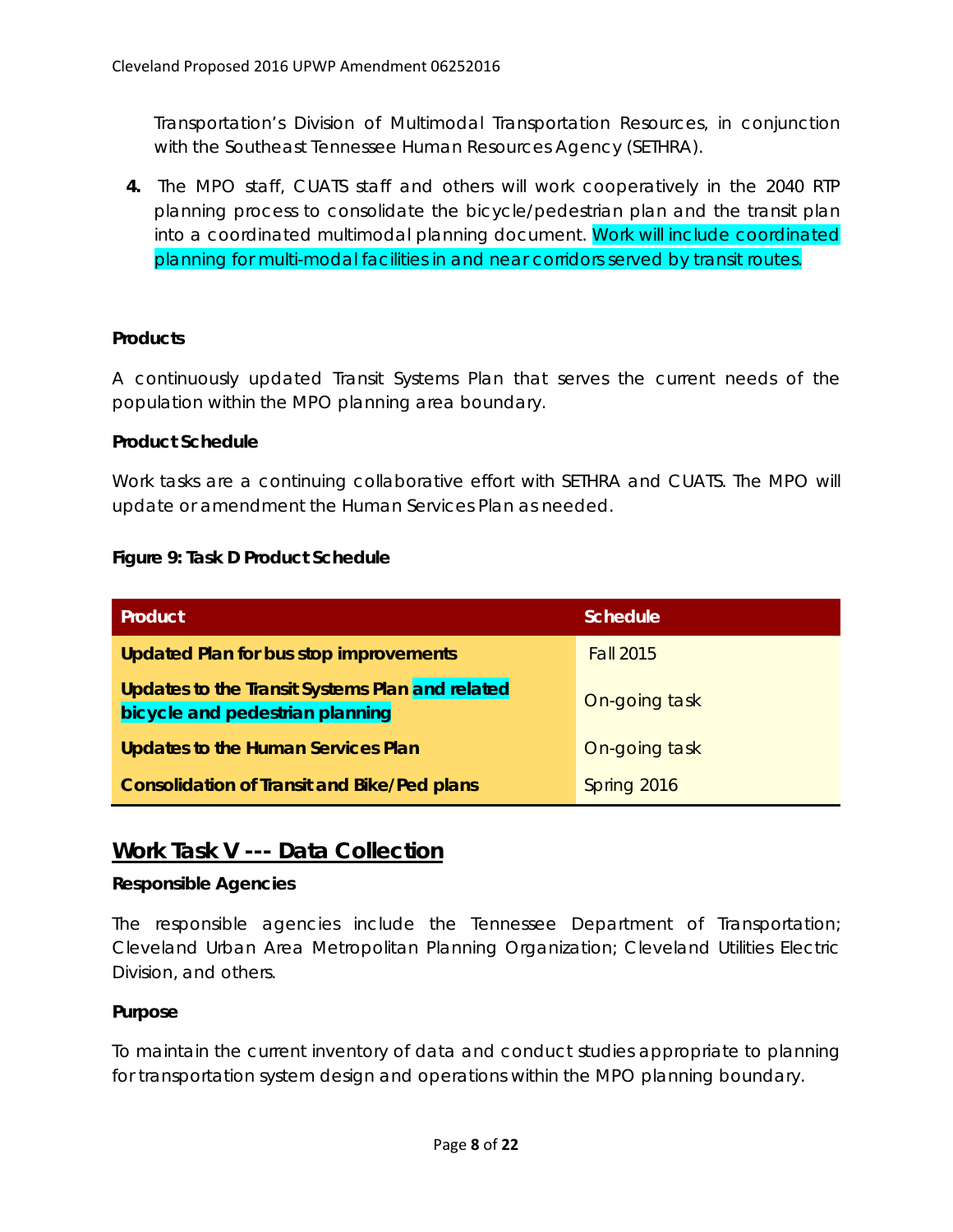Transportation's Division of Multimodal Transportation Resources, in conjunction with the Southeast Tennessee Human Resources Agency (SETHRA).

4. The MPO staff, CUATS staff and others will work cooperatively in the 2040 RTP planning process to consolidate the bicycle/pedestrian plan and the transit plan into a coordinated multimodal planning document. Work will include coordinated planning for multi-modal facilities in and near corridors served by transit routes.

**Products**

A continuously updated Transit Systems Plan that serves the current needs of the population within the MPO planning area boundary.

**Product Schedule**

Work tasks are a continuing collaborative effort with SETHRA and CUATS. The MPO will update or amendment the Human Services Plan as needed.

**Figure 9: Task D Product Schedule**

| Product | Schedule |
|---|---|
| **Updated Plan for bus stop improvements** | Fall 2015 |
| **Updates to the Transit Systems Plan and related bicycle and pedestrian planning** | On-going task |
| **Updates to the Human Services Plan** | On-going task |
| **Consolidation of Transit and Bike/Ped plans** | Spring 2016 |

## Work Task V --- Data Collection

**Responsible Agencies**

The responsible agencies include the Tennessee Department of Transportation; Cleveland Urban Area Metropolitan Planning Organization; Cleveland Utilities Electric Division, and others.

**Purpose**

To maintain the current inventory of data and conduct studies appropriate to planning for transportation system design and operations within the MPO planning boundary.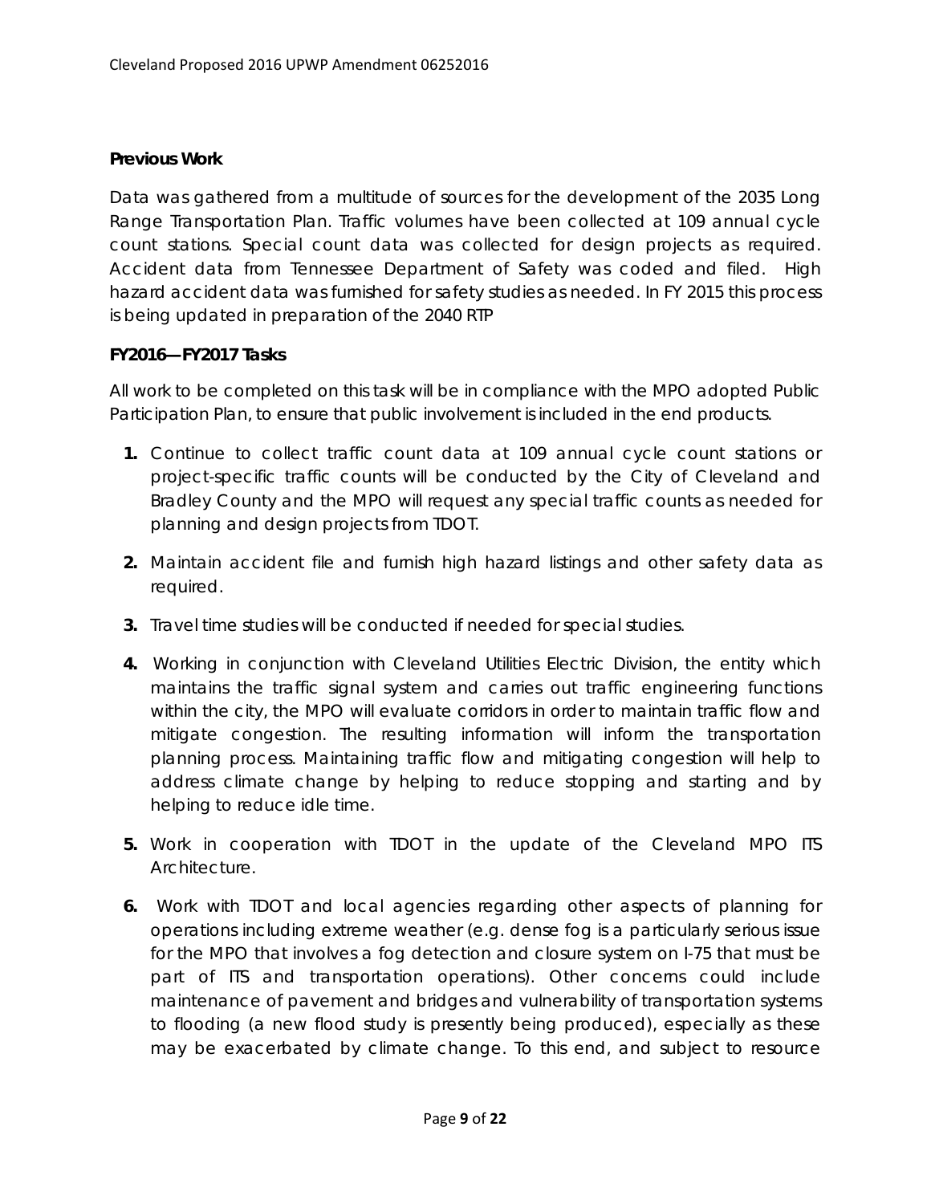**Previous Work**

Data was gathered from a multitude of sources for the development of the 2035 Long Range Transportation Plan. Traffic volumes have been collected at 109 annual cycle count stations. Special count data was collected for design projects as required. Accident data from Tennessee Department of Safety was coded and filed. High hazard accident data was furnished for safety studies as needed. In FY 2015 this process is being updated in preparation of the 2040 RTP

**FY2016—FY2017 Tasks**

All work to be completed on this task will be in compliance with the MPO adopted Public Participation Plan, to ensure that public involvement is included in the end products.

1. Continue to collect traffic count data at 109 annual cycle count stations or project-specific traffic counts will be conducted by the City of Cleveland and Bradley County and the MPO will request any special traffic counts as needed for planning and design projects from TDOT.
2. Maintain accident file and furnish high hazard listings and other safety data as required.
3. Travel time studies will be conducted if needed for special studies.
4. Working in conjunction with Cleveland Utilities Electric Division, the entity which maintains the traffic signal system and carries out traffic engineering functions within the city, the MPO will evaluate corridors in order to maintain traffic flow and mitigate congestion. The resulting information will inform the transportation planning process. Maintaining traffic flow and mitigating congestion will help to address climate change by helping to reduce stopping and starting and by helping to reduce idle time.
5. Work in cooperation with TDOT in the update of the Cleveland MPO ITS Architecture.
6. Work with TDOT and local agencies regarding other aspects of planning for operations including extreme weather (e.g. dense fog is a particularly serious issue for the MPO that involves a fog detection and closure system on I-75 that must be part of ITS and transportation operations). Other concerns could include maintenance of pavement and bridges and vulnerability of transportation systems to flooding (a new flood study is presently being produced), especially as these may be exacerbated by climate change. To this end, and subject to resource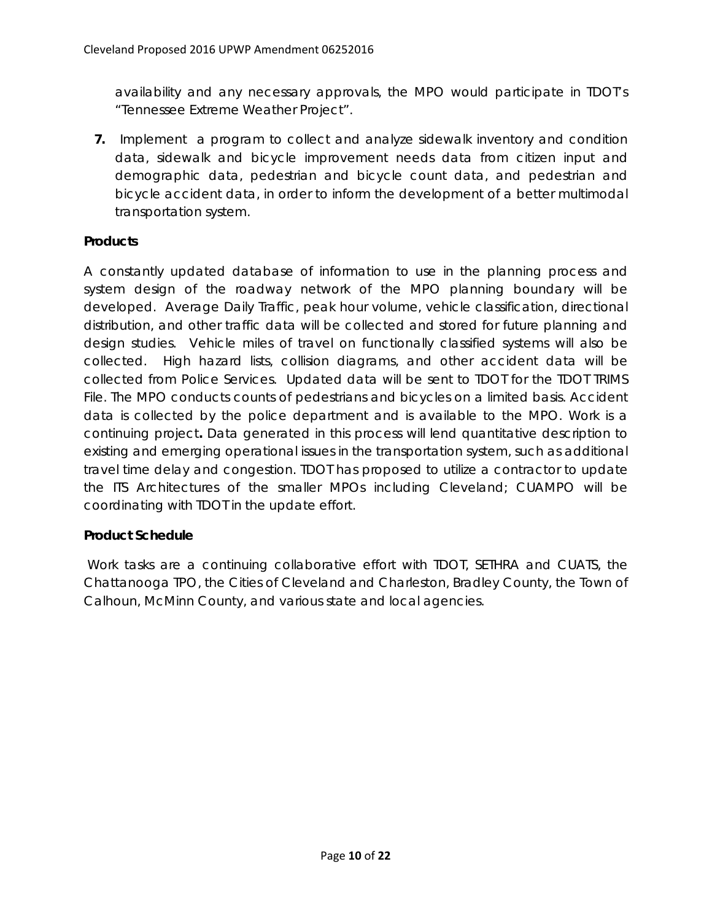availability and any necessary approvals, the MPO would participate in TDOT's "Tennessee Extreme Weather Project".

7. Implement a program to collect and analyze sidewalk inventory and condition data, sidewalk and bicycle improvement needs data from citizen input and demographic data, pedestrian and bicycle count data, and pedestrian and bicycle accident data, in order to inform the development of a better multimodal transportation system.

**Products**

A constantly updated database of information to use in the planning process and system design of the roadway network of the MPO planning boundary will be developed. Average Daily Traffic, peak hour volume, vehicle classification, directional distribution, and other traffic data will be collected and stored for future planning and design studies. Vehicle miles of travel on functionally classified systems will also be collected. High hazard lists, collision diagrams, and other accident data will be collected from Police Services. Updated data will be sent to TDOT for the TDOT TRIMS File. The MPO conducts counts of pedestrians and bicycles on a limited basis. Accident data is collected by the police department and is available to the MPO. Work is a continuing project**.** Data generated in this process will lend quantitative description to existing and emerging operational issues in the transportation system, such as additional travel time delay and congestion. TDOT has proposed to utilize a contractor to update the ITS Architectures of the smaller MPOs including Cleveland; CUAMPO will be coordinating with TDOT in the update effort.

**Product Schedule**

Work tasks are a continuing collaborative effort with TDOT, SETHRA and CUATS, the Chattanooga TPO, the Cities of Cleveland and Charleston, Bradley County, the Town of Calhoun, McMinn County, and various state and local agencies.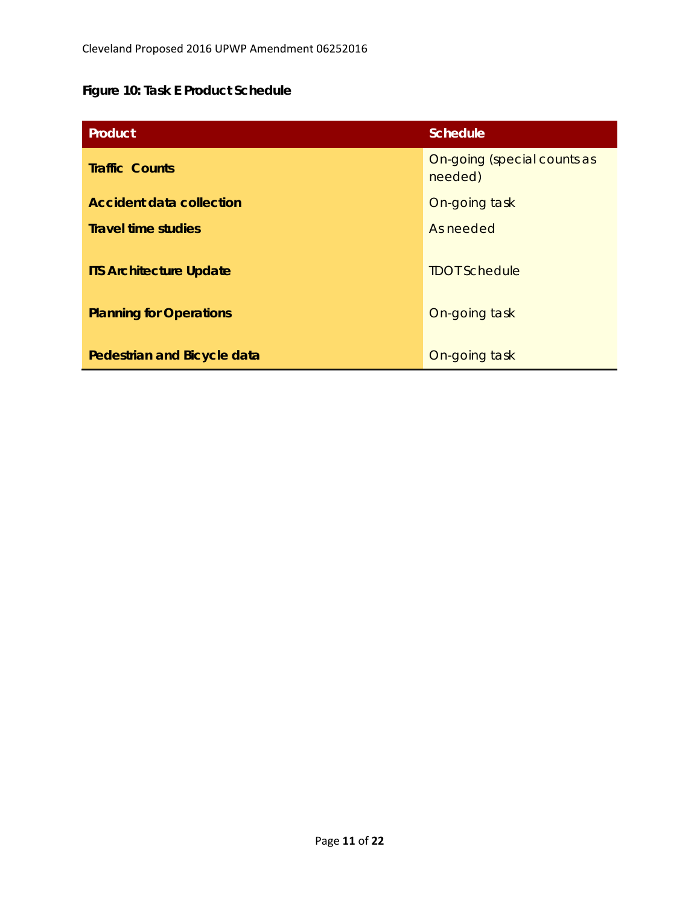**Figure 10: Task E Product Schedule**

| Product | Schedule |
|---|---|
| **Traffic Counts** | On-going (special counts as needed) |
| **Accident data collection** | On-going task |
| **Travel time studies** | As needed |
| **ITS Architecture Update** | TDOT Schedule |
| **Planning for Operations** | On-going task |
| **Pedestrian and Bicycle data** | On-going task |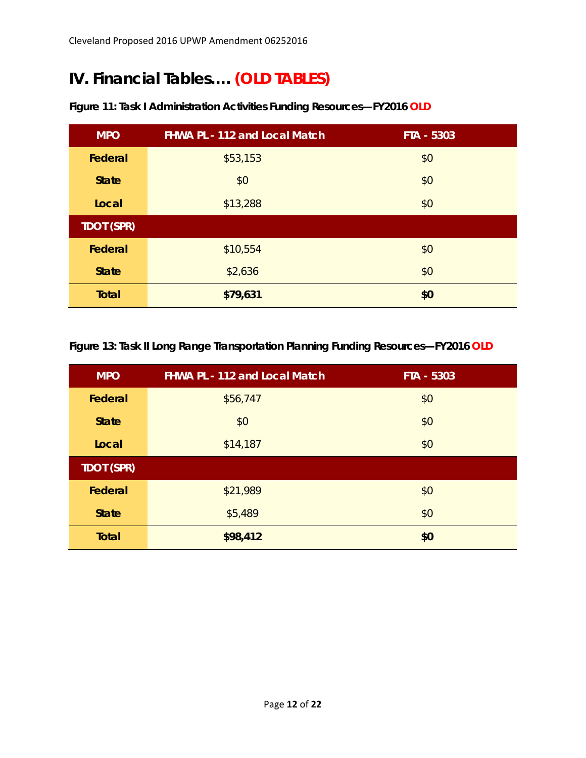# IV. Financial Tables…. (OLD TABLES)

**Figure 11: Task I Administration Activities Funding Resources—FY2016 OLD**

| MPO | FHWA PL - 112 and Local Match | FTA - 5303 |
|---|---|---|
| **Federal** | $53,153 | $0 |
| **State** | $0 | $0 |
| **Local** | $13,288 | $0 |
| **TDOT (SPR)** | | |
| **Federal** | $10,554 | $0 |
| **State** | $2,636 | $0 |
| **Total** | **$79,631** | **$0** |

**Figure 13: Task II Long Range Transportation Planning Funding Resources—FY2016 OLD**

| MPO | FHWA PL - 112 and Local Match | FTA - 5303 |
|---|---|---|
| **Federal** | $56,747 | $0 |
| **State** | $0 | $0 |
| **Local** | $14,187 | $0 |
| **TDOT (SPR)** | | |
| **Federal** | $21,989 | $0 |
| **State** | $5,489 | $0 |
| **Total** | **$98,412** | **$0** |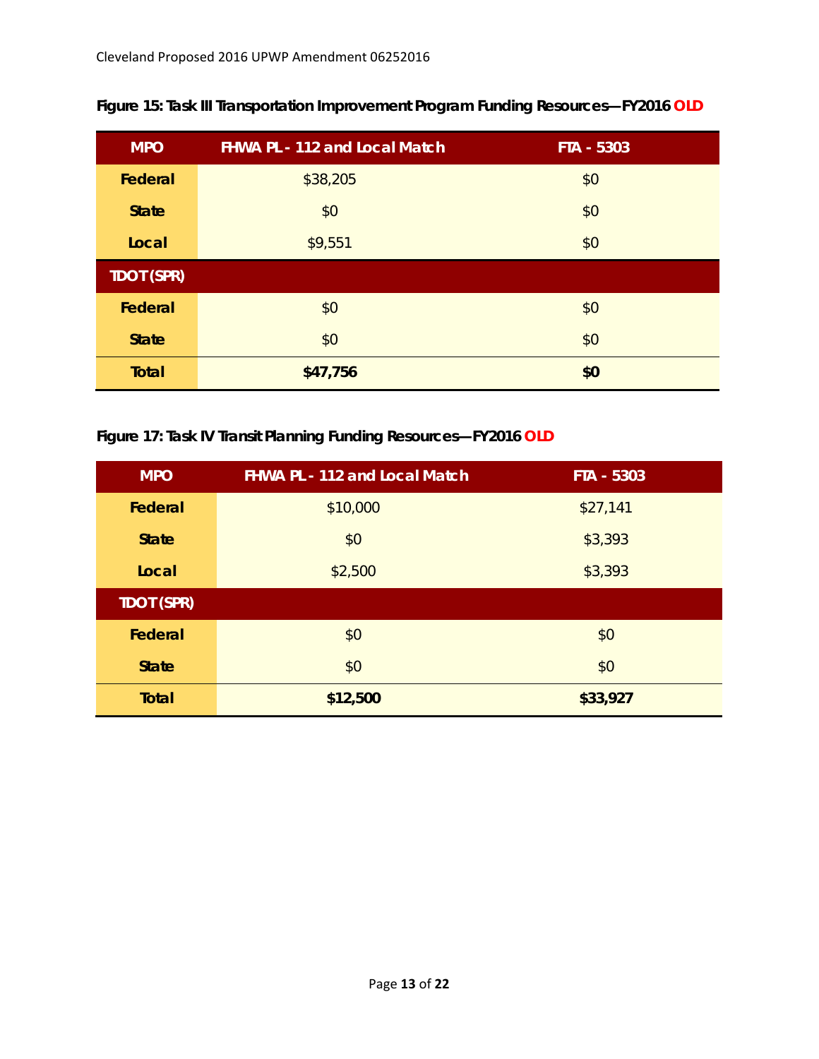**Figure 15: Task III Transportation Improvement Program Funding Resources—FY2016 OLD**

| MPO | FHWA PL - 112 and Local Match | FTA - 5303 |
|---|---|---|
| Federal | $38,205 | $0 |
| State | $0 | $0 |
| Local | $9,551 | $0 |
| TDOT (SPR) | | |
| Federal | $0 | $0 |
| State | $0 | $0 |
| **Total** | **$47,756** | **$0** |

**Figure 17: Task IV Transit Planning Funding Resources—FY2016 OLD**

| MPO | FHWA PL - 112 and Local Match | FTA - 5303 |
|---|---|---|
| Federal | $10,000 | $27,141 |
| State | $0 | $3,393 |
| Local | $2,500 | $3,393 |
| TDOT (SPR) | | |
| Federal | $0 | $0 |
| State | $0 | $0 |
| **Total** | **$12,500** | **$33,927** |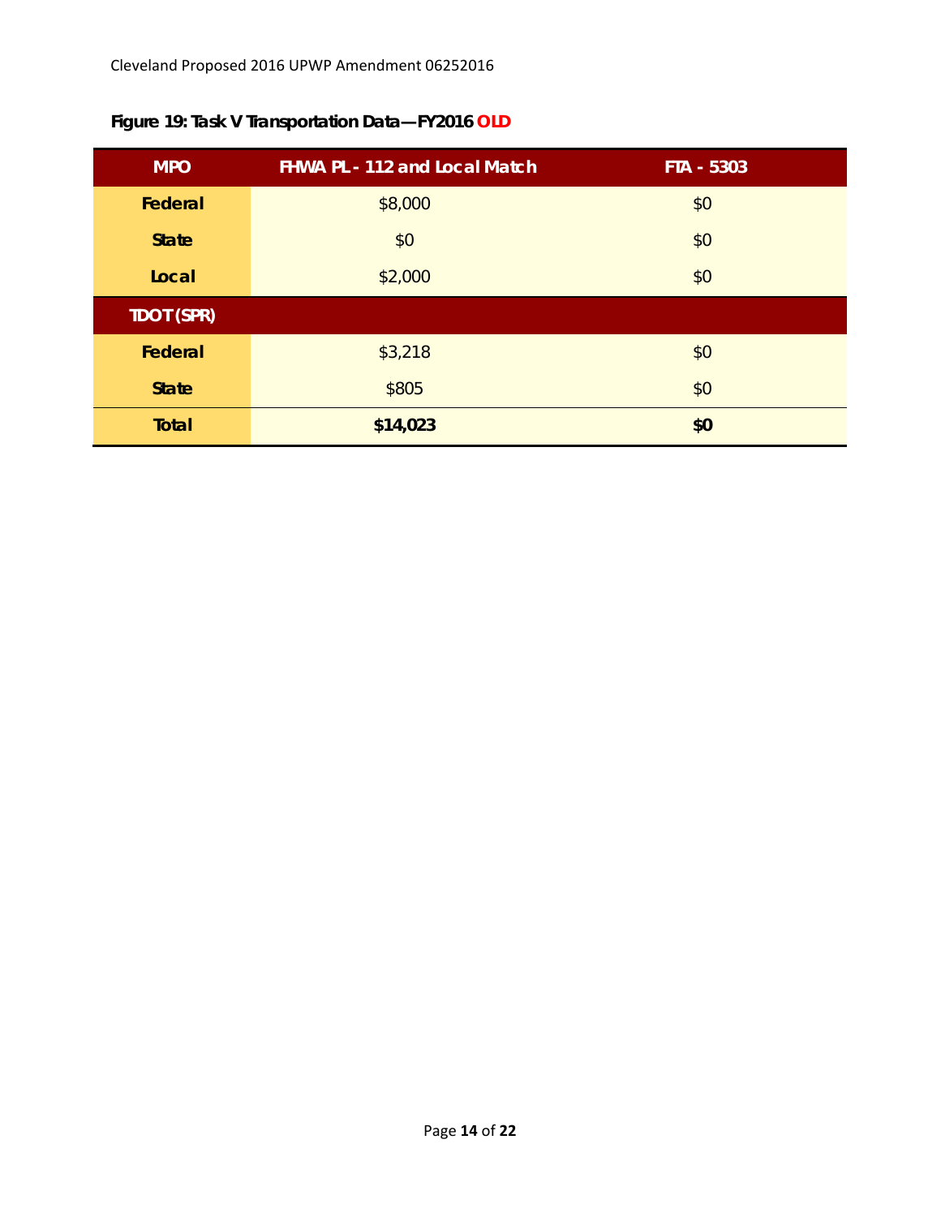**Figure 19: Task V Transportation Data—FY2016 OLD**

| MPO | FHWA PL - 112 and Local Match | FTA - 5303 |
|---|---|---|
| Federal | $8,000 | $0 |
| State | $0 | $0 |
| Local | $2,000 | $0 |
| **TDOT (SPR)** | | |
| Federal | $3,218 | $0 |
| State | $805 | $0 |
| **Total** | **$14,023** | **$0** |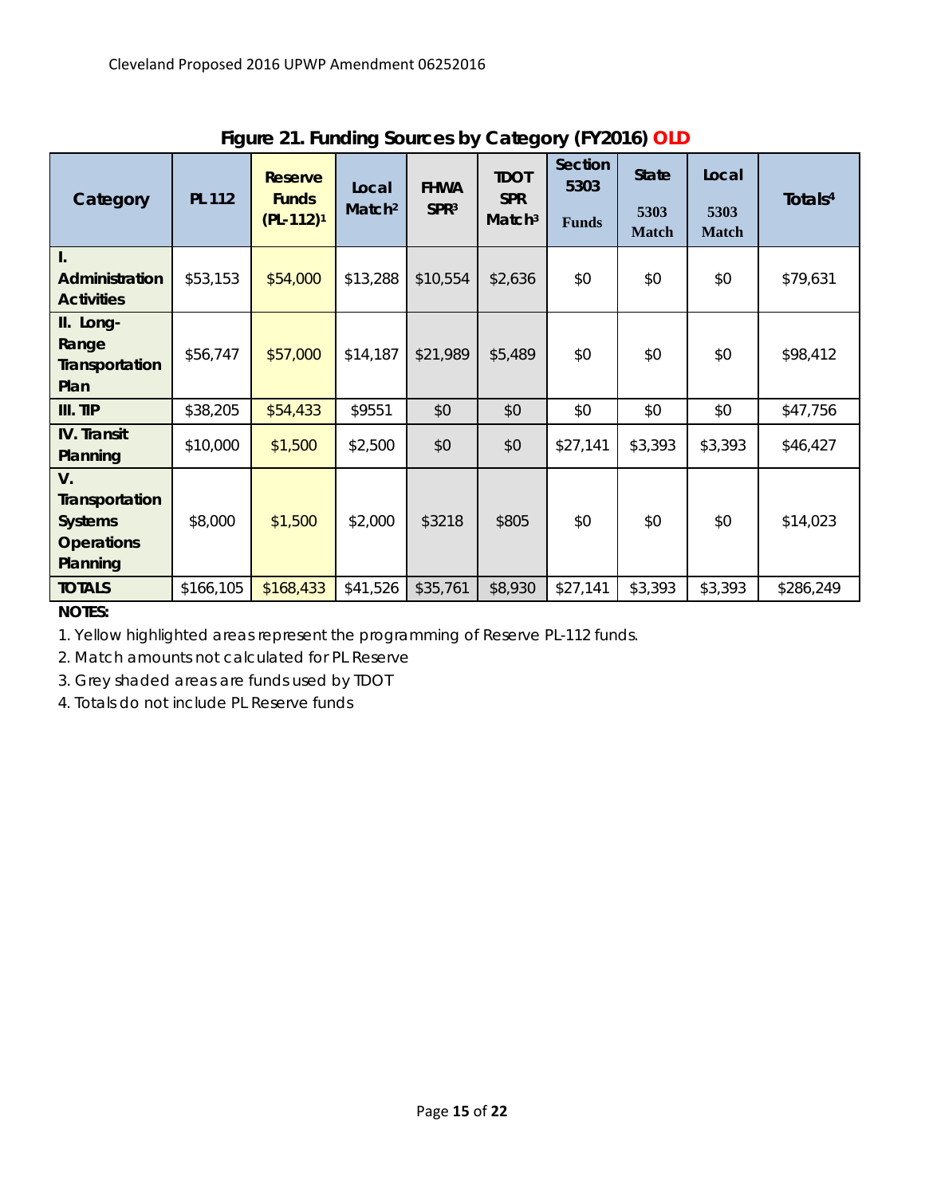## Figure 21. Funding Sources by Category (FY2016) OLD

| Category | PL 112 | Reserve Funds (PL-112)[1] | Local Match[2] | FHWA SPR[3] | TDOT SPR Match[3] | Section 5303 Funds | State 5303 Match | Local 5303 Match | Totals[4] |
|---|---|---|---|---|---|---|---|---|---|
| I. Administration Activities | $53,153 | $54,000 | $13,288 | $10,554 | $2,636 | $0 | $0 | $0 | $79,631 |
| II. Long-Range Transportation Plan | $56,747 | $57,000 | $14,187 | $21,989 | $5,489 | $0 | $0 | $0 | $98,412 |
| III. TIP | $38,205 | $54,433 | $9551 | $0 | $0 | $0 | $0 | $0 | $47,756 |
| IV. Transit Planning | $10,000 | $1,500 | $2,500 | $0 | $0 | $27,141 | $3,393 | $3,393 | $46,427 |
| V. Transportation Systems Operations Planning | $8,000 | $1,500 | $2,000 | $3218 | $805 | $0 | $0 | $0 | $14,023 |
| TOTALS | $166,105 | $168,433 | $41,526 | $35,761 | $8,930 | $27,141 | $3,393 | $3,393 | $286,249 |

**NOTES:**

1. Yellow highlighted areas represent the programming of Reserve PL-112 funds.
2. Match amounts not calculated for PL Reserve
3. Grey shaded areas are funds used by TDOT
4. Totals do not include PL Reserve funds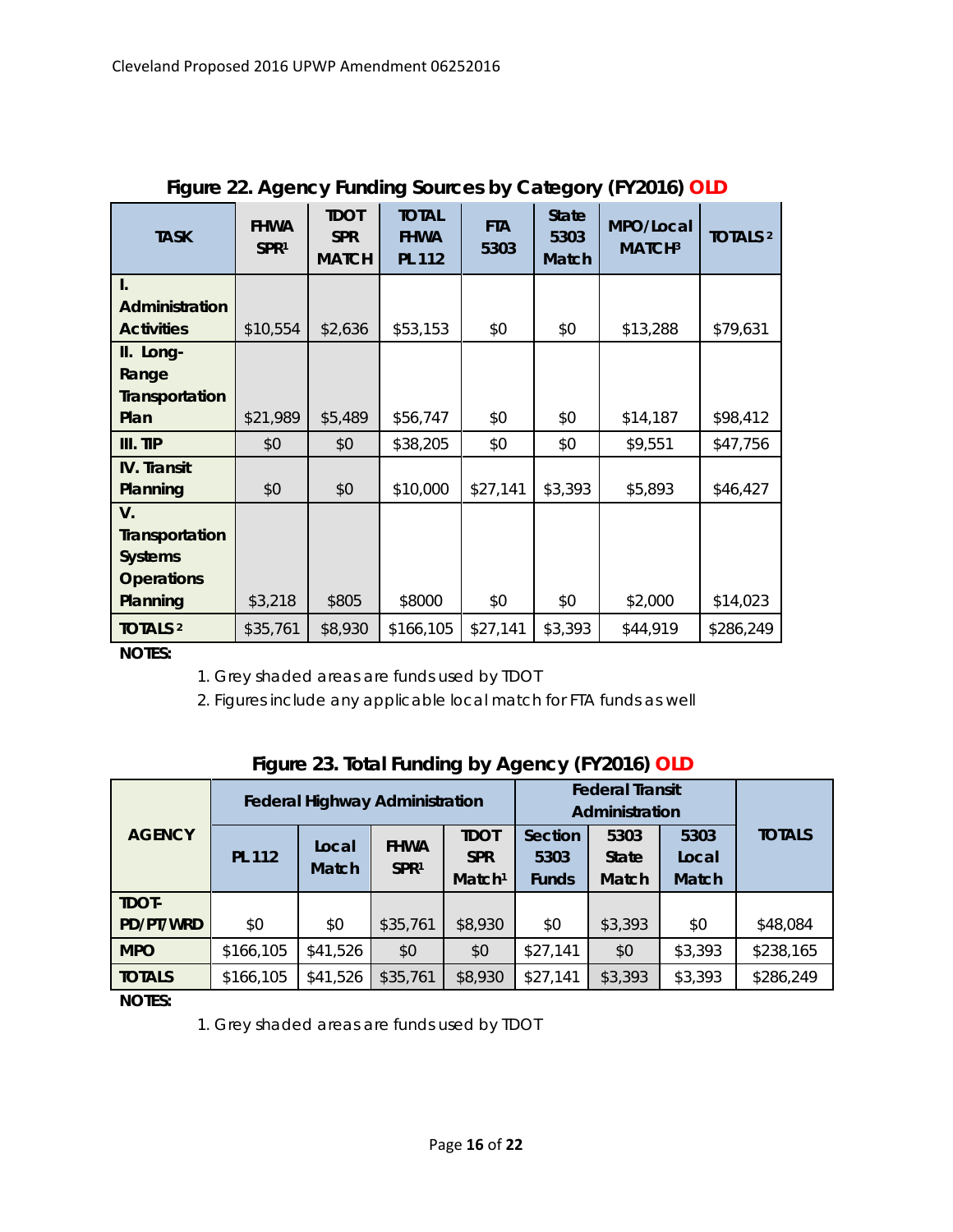## Figure 22. Agency Funding Sources by Category (FY2016) OLD

| TASK | FHWA SPR[1] | TDOT SPR MATCH | TOTAL FHWA PL 112 | FTA 5303 | State 5303 Match | MPO/Local MATCH[3] | TOTALS [2] |
|---|---|---|---|---|---|---|---|
| **I. Administration Activities** | $10,554 | $2,636 | $53,153 | $0 | $0 | $13,288 | $79,631 |
| **II. Long-Range Transportation Plan** | $21,989 | $5,489 | $56,747 | $0 | $0 | $14,187 | $98,412 |
| **III. TIP** | $0 | $0 | $38,205 | $0 | $0 | $9,551 | $47,756 |
| **IV. Transit Planning** | $0 | $0 | $10,000 | $27,141 | $3,393 | $5,893 | $46,427 |
| **V. Transportation Systems Operations Planning** | $3,218 | $805 | $8000 | $0 | $0 | $2,000 | $14,023 |
| **TOTALS [2]** | $35,761 | $8,930 | $166,105 | $27,141 | $3,393 | $44,919 | $286,249 |

**NOTES:**

1. Grey shaded areas are funds used by TDOT
2. Figures include any applicable local match for FTA funds as well

## Figure 23. Total Funding by Agency (FY2016) OLD

| AGENCY | Federal Highway Administration | | | | Federal Transit Administration | | | TOTALS |
|---|---|---|---|---|---|---|---|---|
| | PL 112 | Local Match | FHWA SPR[1] | TDOT SPR Match[1] | Section 5303 Funds | 5303 State Match | 5303 Local Match | |
| **TDOT-PD/PT/WRD** | $0 | $0 | $35,761 | $8,930 | $0 | $3,393 | $0 | $48,084 |
| **MPO** | $166,105 | $41,526 | $0 | $0 | $27,141 | $0 | $3,393 | $238,165 |
| **TOTALS** | $166,105 | $41,526 | $35,761 | $8,930 | $27,141 | $3,393 | $3,393 | $286,249 |

**NOTES:**

1. Grey shaded areas are funds used by TDOT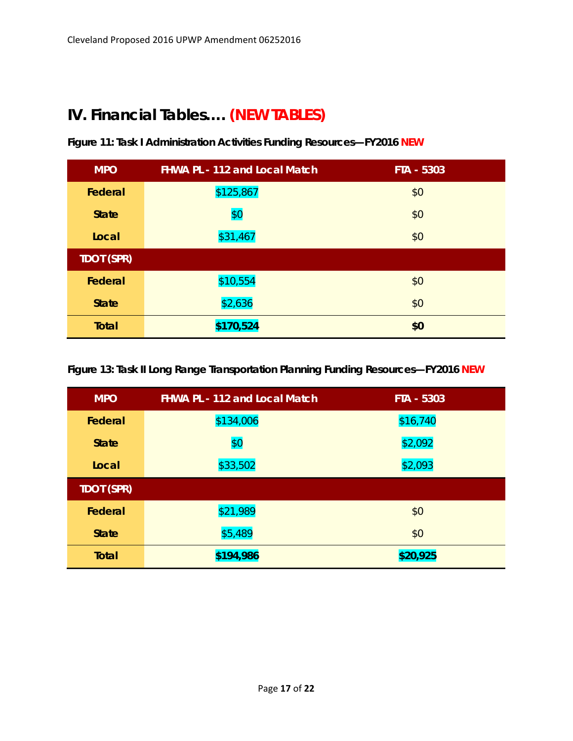# IV. Financial Tables…. (NEW TABLES)

**Figure 11: Task I Administration Activities Funding Resources—FY2016 NEW**

| MPO | FHWA PL - 112 and Local Match | FTA - 5303 |
|---|---|---|
| Federal | $125,867 | $0 |
| State | $0 | $0 |
| Local | $31,467 | $0 |
| **TDOT (SPR)** | | |
| Federal | $10,554 | $0 |
| State | $2,636 | $0 |
| **Total** | **$170,524** | **$0** |

**Figure 13: Task II Long Range Transportation Planning Funding Resources—FY2016 NEW**

| MPO | FHWA PL - 112 and Local Match | FTA - 5303 |
|---|---|---|
| Federal | $134,006 | $16,740 |
| State | $0 | $2,092 |
| Local | $33,502 | $2,093 |
| **TDOT (SPR)** | | |
| Federal | $21,989 | $0 |
| State | $5,489 | $0 |
| **Total** | **$194,986** | **$20,925** |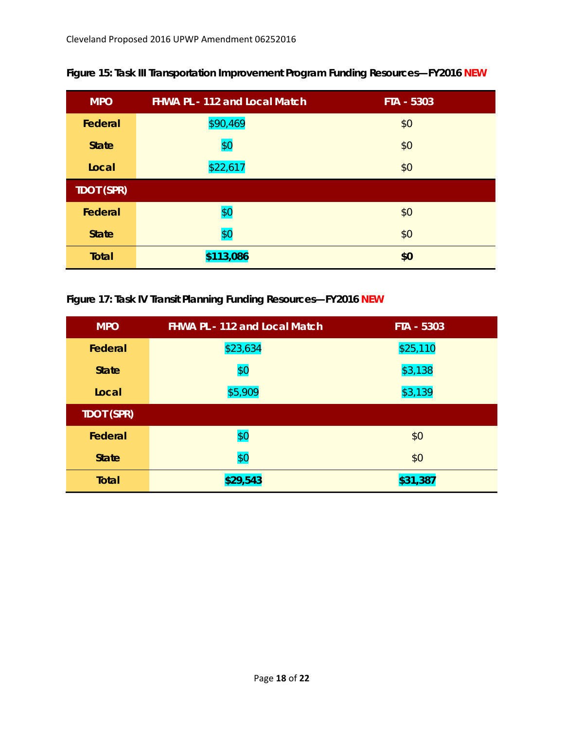**Figure 15: Task III Transportation Improvement Program Funding Resources—FY2016 NEW**

| MPO | FHWA PL - 112 and Local Match | FTA - 5303 |
|---|---|---|
| Federal | $90,469 | $0 |
| State | $0 | $0 |
| Local | $22,617 | $0 |
| TDOT (SPR) | | |
| Federal | $0 | $0 |
| State | $0 | $0 |
| **Total** | **$113,086** | **$0** |

**Figure 17: Task IV Transit Planning Funding Resources—FY2016 NEW**

| MPO | FHWA PL - 112 and Local Match | FTA - 5303 |
|---|---|---|
| Federal | $23,634 | $25,110 |
| State | $0 | $3,138 |
| Local | $5,909 | $3,139 |
| TDOT (SPR) | | |
| Federal | $0 | $0 |
| State | $0 | $0 |
| **Total** | **$29,543** | **$31,387** |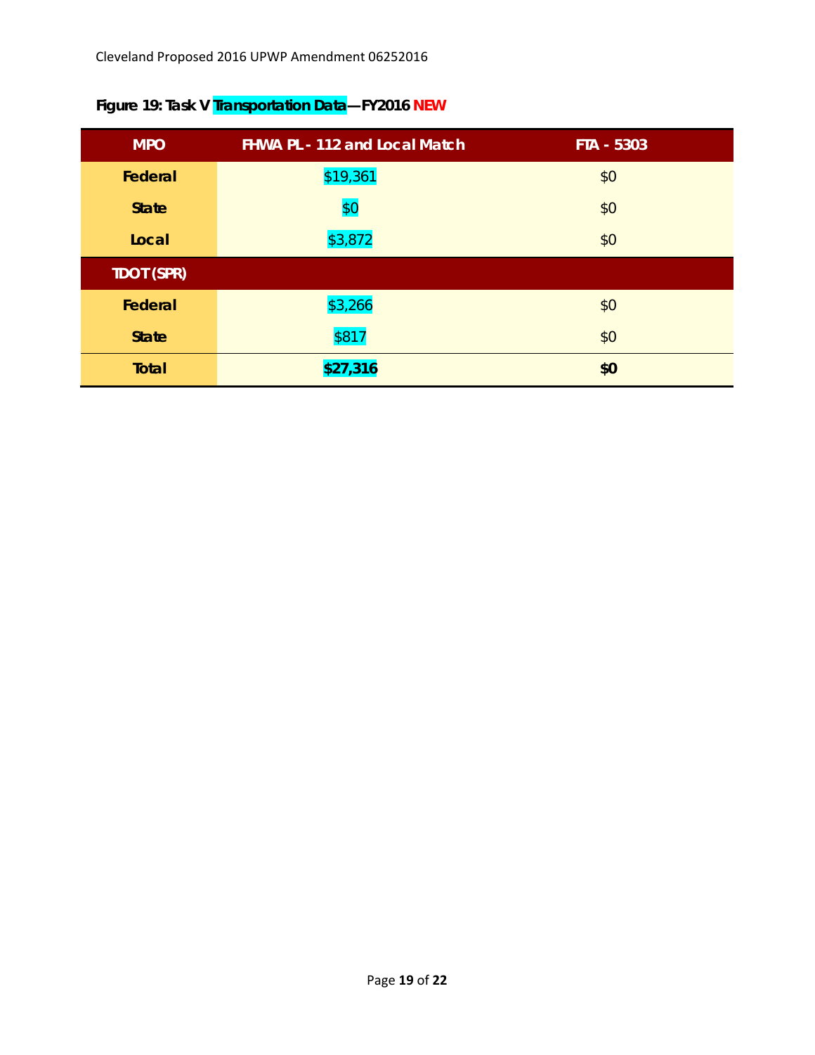**Figure 19: Task V Transportation Data—FY2016 NEW**

| MPO | FHWA PL - 112 and Local Match | FTA - 5303 |
|---|---|---|
| **Federal** | $19,361 | $0 |
| **State** | $0 | $0 |
| **Local** | $3,872 | $0 |
| **TDOT (SPR)** | | |
| **Federal** | $3,266 | $0 |
| **State** | $817 | $0 |
| **Total** | **$27,316** | **$0** |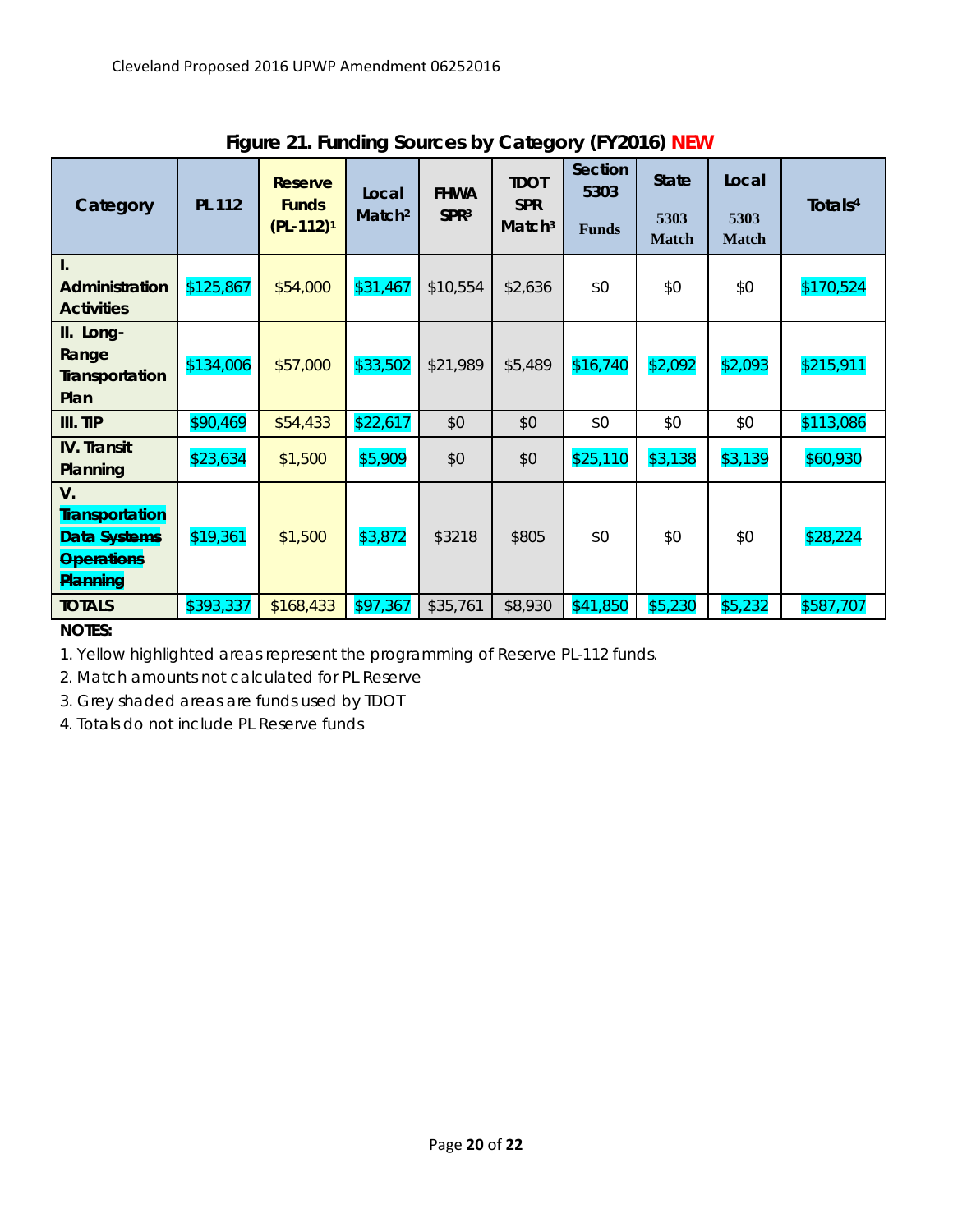## Figure 21. Funding Sources by Category (FY2016) NEW

| Category | PL 112 | Reserve Funds (PL-112)[1] | Local Match[2] | FHWA SPR[3] | TDOT SPR Match[3] | Section 5303 Funds | State 5303 Match | Local 5303 Match | Totals[4] |
|---|---|---|---|---|---|---|---|---|---|
| I. Administration Activities | $125,867 | $54,000 | $31,467 | $10,554 | $2,636 | $0 | $0 | $0 | $170,524 |
| II. Long-Range Transportation Plan | $134,006 | $57,000 | $33,502 | $21,989 | $5,489 | $16,740 | $2,092 | $2,093 | $215,911 |
| III. TIP | $90,469 | $54,433 | $22,617 | $0 | $0 | $0 | $0 | $0 | $113,086 |
| IV. Transit Planning | $23,634 | $1,500 | $5,909 | $0 | $0 | $25,110 | $3,138 | $3,139 | $60,930 |
| V. Transportation Data Systems ~~Operations Planning~~ | $19,361 | $1,500 | $3,872 | $3218 | $805 | $0 | $0 | $0 | $28,224 |
| TOTALS | $393,337 | $168,433 | $97,367 | $35,761 | $8,930 | $41,850 | $5,230 | $5,232 | $587,707 |

**NOTES:**

1. Yellow highlighted areas represent the programming of Reserve PL-112 funds.
2. Match amounts not calculated for PL Reserve
3. Grey shaded areas are funds used by TDOT
4. Totals do not include PL Reserve funds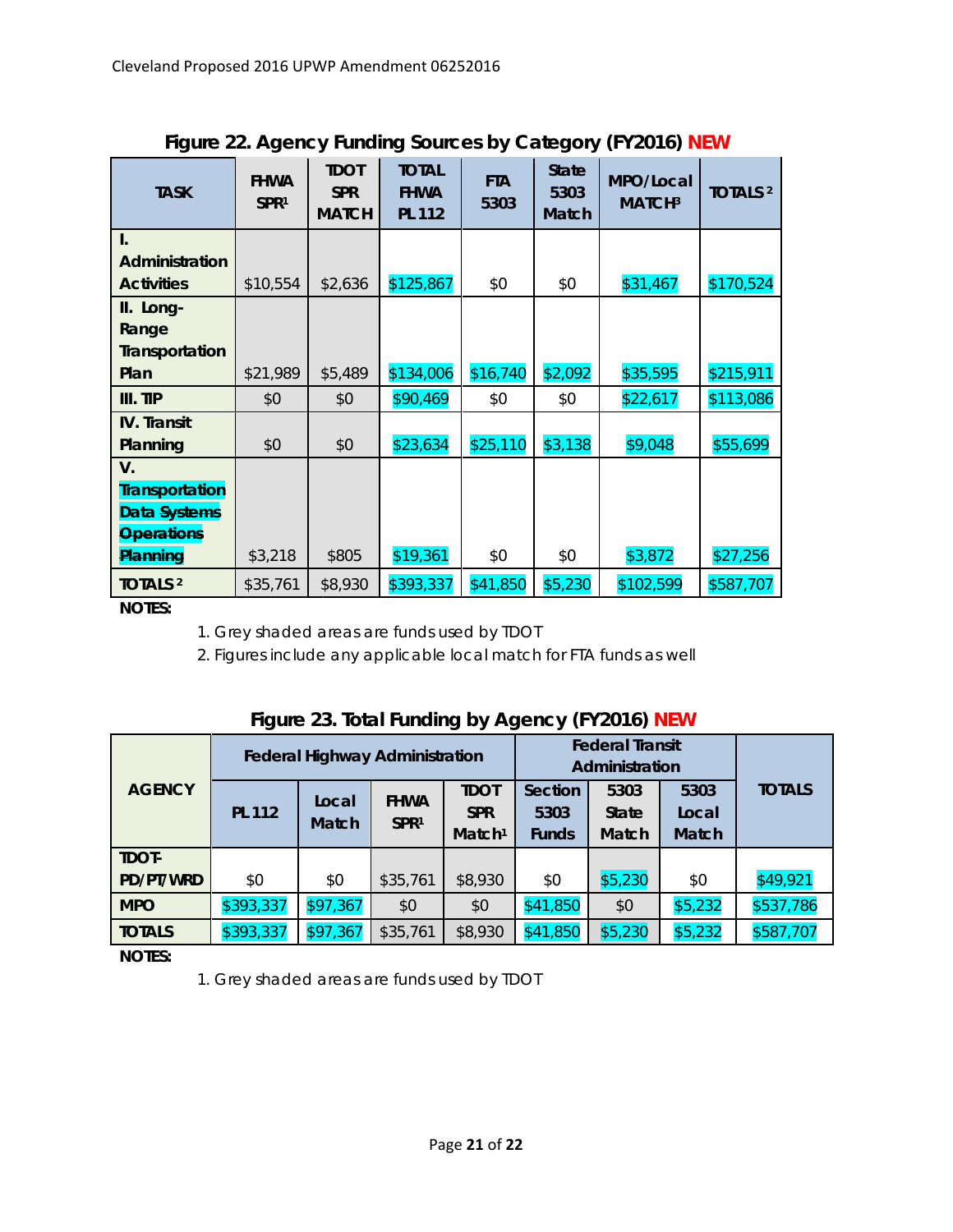### Figure 22. Agency Funding Sources by Category (FY2016) NEW

| TASK | FHWA SPR[1] | TDOT SPR MATCH | TOTAL FHWA PL 112 | FTA 5303 | State 5303 Match | MPO/Local MATCH[3] | TOTALS [2] |
|---|---|---|---|---|---|---|---|
| I. Administration Activities | $10,554 | $2,636 | $125,867 | $0 | $0 | $31,467 | $170,524 |
| II. Long-Range Transportation Plan | $21,989 | $5,489 | $134,006 | $16,740 | $2,092 | $35,595 | $215,911 |
| III. TIP | $0 | $0 | $90,469 | $0 | $0 | $22,617 | $113,086 |
| IV. Transit Planning | $0 | $0 | $23,634 | $25,110 | $3,138 | $9,048 | $55,699 |
| V. Transportation Data Systems Operations Planning | $3,218 | $805 | $19,361 | $0 | $0 | $3,872 | $27,256 |
| TOTALS [2] | $35,761 | $8,930 | $393,337 | $41,850 | $5,230 | $102,599 | $587,707 |

**NOTES:**

1. Grey shaded areas are funds used by TDOT
2. Figures include any applicable local match for FTA funds as well

### Figure 23. Total Funding by Agency (FY2016) NEW

| AGENCY | Federal Highway Administration | | | | Federal Transit Administration | | | TOTALS |
|---|---|---|---|---|---|---|---|---|
| | PL 112 | Local Match | FHWA SPR[1] | TDOT SPR Match[1] | Section 5303 Funds | 5303 State Match | 5303 Local Match | |
| TDOT-PD/PT/WRD | $0 | $0 | $35,761 | $8,930 | $0 | $5,230 | $0 | $49,921 |
| MPO | $393,337 | $97,367 | $0 | $0 | $41,850 | $0 | $5,232 | $537,786 |
| TOTALS | $393,337 | $97,367 | $35,761 | $8,930 | $41,850 | $5,230 | $5,232 | $587,707 |

**NOTES:**

1. Grey shaded areas are funds used by TDOT